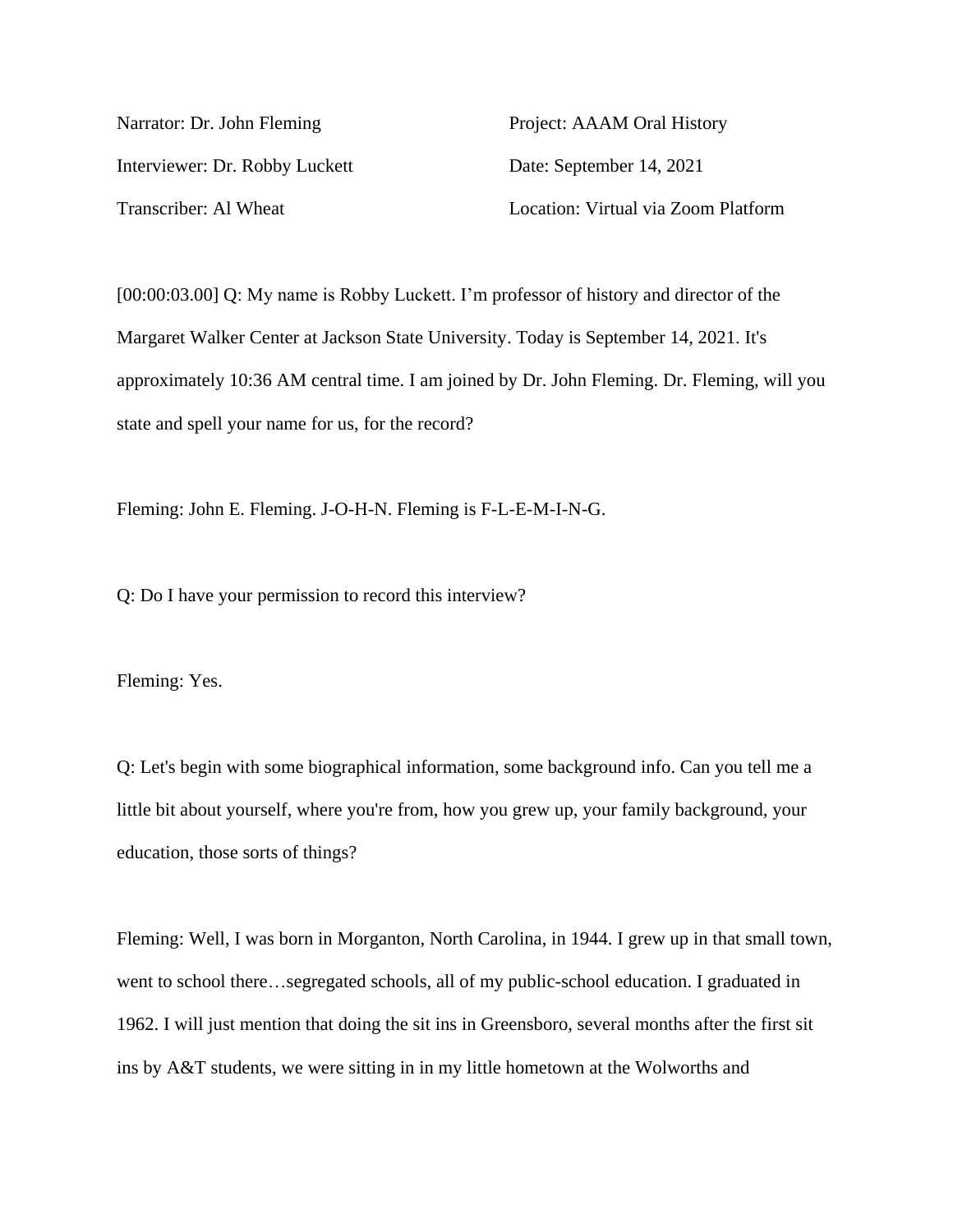Narrator: Dr. John Fleming

Interviewer: Dr. Robby Luckett

Transcriber: Al Wheat

Project: AAAM Oral History

Date: September 14, 2021

Location: Virtual via Zoom Platform

[00:00:03.00] Q: My name is Robby Luckett. I'm professor of history and director of the Margaret Walker Center at Jackson State University. Today is September 14, 2021. It's approximately 10:36 AM central time. I am joined by Dr. John Fleming. Dr. Fleming, will you state and spell your name for us, for the record?

Fleming: John E. Fleming. J-O-H-N. Fleming is F-L-E-M-I-N-G.

Q: Do I have your permission to record this interview?

Fleming: Yes.

Q: Let's begin with some biographical information, some background info. Can you tell me a little bit about yourself, where you're from, how you grew up, your family background, your education, those sorts of things?

Fleming: Well, I was born in Morganton, North Carolina, in 1944. I grew up in that small town, went to school there…segregated schools, all of my public-school education. I graduated in 1962. I will just mention that doing the sit ins in Greensboro, several months after the first sit ins by A&T students, we were sitting in in my little hometown at the Wolworths and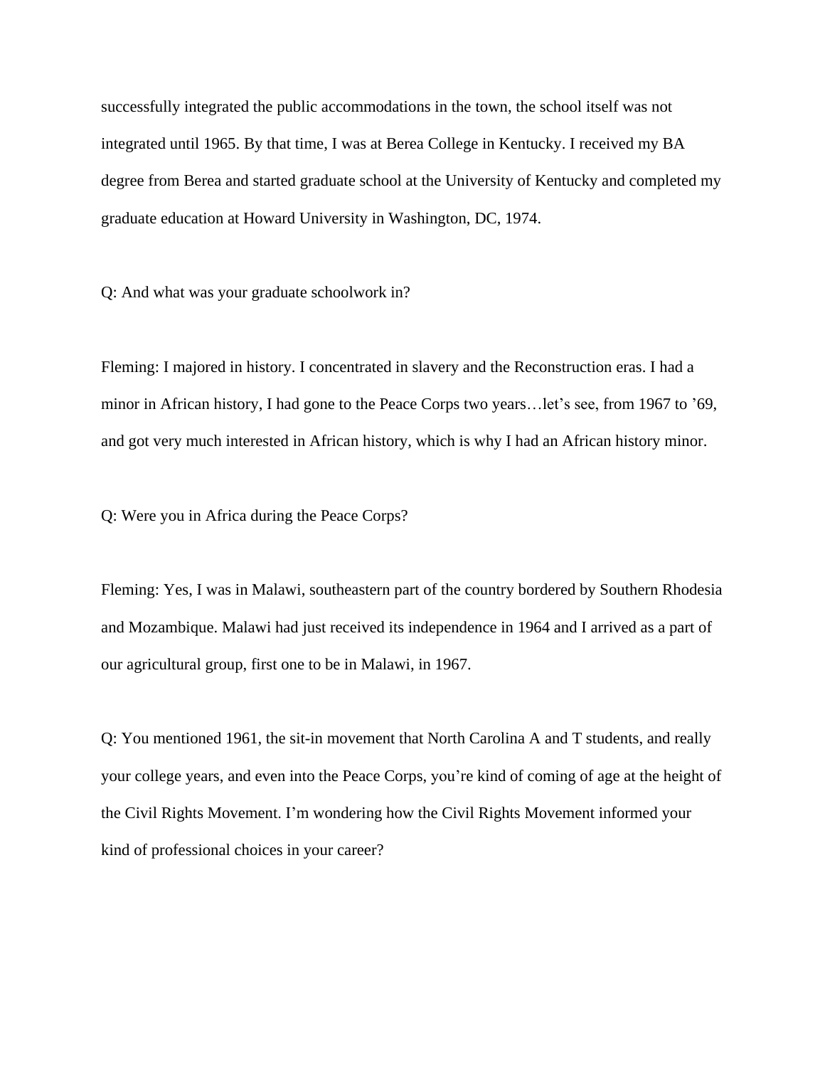successfully integrated the public accommodations in the town, the school itself was not integrated until 1965. By that time, I was at Berea College in Kentucky. I received my BA degree from Berea and started graduate school at the University of Kentucky and completed my graduate education at Howard University in Washington, DC, 1974.

Q: And what was your graduate schoolwork in?

Fleming: I majored in history. I concentrated in slavery and the Reconstruction eras. I had a minor in African history, I had gone to the Peace Corps two years…let's see, from 1967 to '69, and got very much interested in African history, which is why I had an African history minor.

Q: Were you in Africa during the Peace Corps?

Fleming: Yes, I was in Malawi, southeastern part of the country bordered by Southern Rhodesia and Mozambique. Malawi had just received its independence in 1964 and I arrived as a part of our agricultural group, first one to be in Malawi, in 1967.

Q: You mentioned 1961, the sit-in movement that North Carolina A and T students, and really your college years, and even into the Peace Corps, you're kind of coming of age at the height of the Civil Rights Movement. I'm wondering how the Civil Rights Movement informed your kind of professional choices in your career?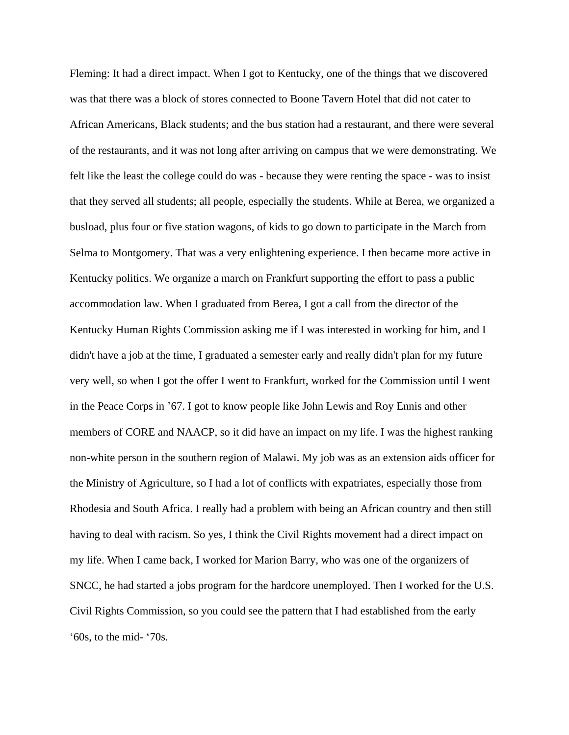Fleming: It had a direct impact. When I got to Kentucky, one of the things that we discovered was that there was a block of stores connected to Boone Tavern Hotel that did not cater to African Americans, Black students; and the bus station had a restaurant, and there were several of the restaurants, and it was not long after arriving on campus that we were demonstrating. We felt like the least the college could do was - because they were renting the space - was to insist that they served all students; all people, especially the students. While at Berea, we organized a busload, plus four or five station wagons, of kids to go down to participate in the March from Selma to Montgomery. That was a very enlightening experience. I then became more active in Kentucky politics. We organize a march on Frankfurt supporting the effort to pass a public accommodation law. When I graduated from Berea, I got a call from the director of the Kentucky Human Rights Commission asking me if I was interested in working for him, and I didn't have a job at the time, I graduated a semester early and really didn't plan for my future very well, so when I got the offer I went to Frankfurt, worked for the Commission until I went in the Peace Corps in ’67. I got to know people like John Lewis and Roy Ennis and other members of CORE and NAACP, so it did have an impact on my life. I was the highest ranking non-white person in the southern region of Malawi. My job was as an extension aids officer for the Ministry of Agriculture, so I had a lot of conflicts with expatriates, especially those from Rhodesia and South Africa. I really had a problem with being an African country and then still having to deal with racism. So yes, I think the Civil Rights movement had a direct impact on my life. When I came back, I worked for Marion Barry, who was one of the organizers of SNCC, he had started a jobs program for the hardcore unemployed. Then I worked for the U.S. Civil Rights Commission, so you could see the pattern that I had established from the early ‘60s, to the mid- ‘70s.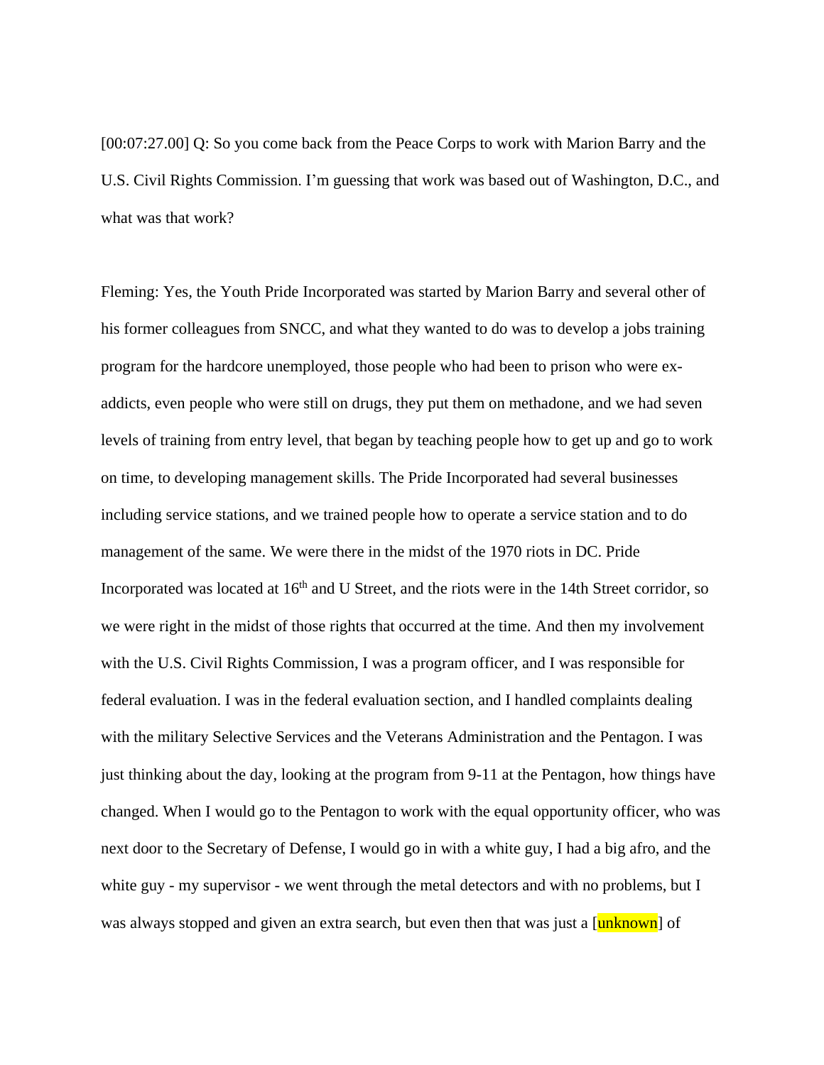[00:07:27.00] Q: So you come back from the Peace Corps to work with Marion Barry and the U.S. Civil Rights Commission. I'm guessing that work was based out of Washington, D.C., and what was that work?

Fleming: Yes, the Youth Pride Incorporated was started by Marion Barry and several other of his former colleagues from SNCC, and what they wanted to do was to develop a jobs training program for the hardcore unemployed, those people who had been to prison who were ex-addicts, even people who were still on drugs, they put them on methadone, and we had seven levels of training from entry level, that began by teaching people how to get up and go to work on time, to developing management skills. The Pride Incorporated had several businesses including service stations, and we trained people how to operate a service station and to do management of the same. We were there in the midst of the 1970 riots in DC. Pride Incorporated was located at 16th and U Street, and the riots were in the 14th Street corridor, so we were right in the midst of those rights that occurred at the time. And then my involvement with the U.S. Civil Rights Commission, I was a program officer, and I was responsible for federal evaluation. I was in the federal evaluation section, and I handled complaints dealing with the military Selective Services and the Veterans Administration and the Pentagon. I was just thinking about the day, looking at the program from 9-11 at the Pentagon, how things have changed. When I would go to the Pentagon to work with the equal opportunity officer, who was next door to the Secretary of Defense, I would go in with a white guy, I had a big afro, and the white guy - my supervisor - we went through the metal detectors and with no problems, but I was always stopped and given an extra search, but even then that was just a [unknown] of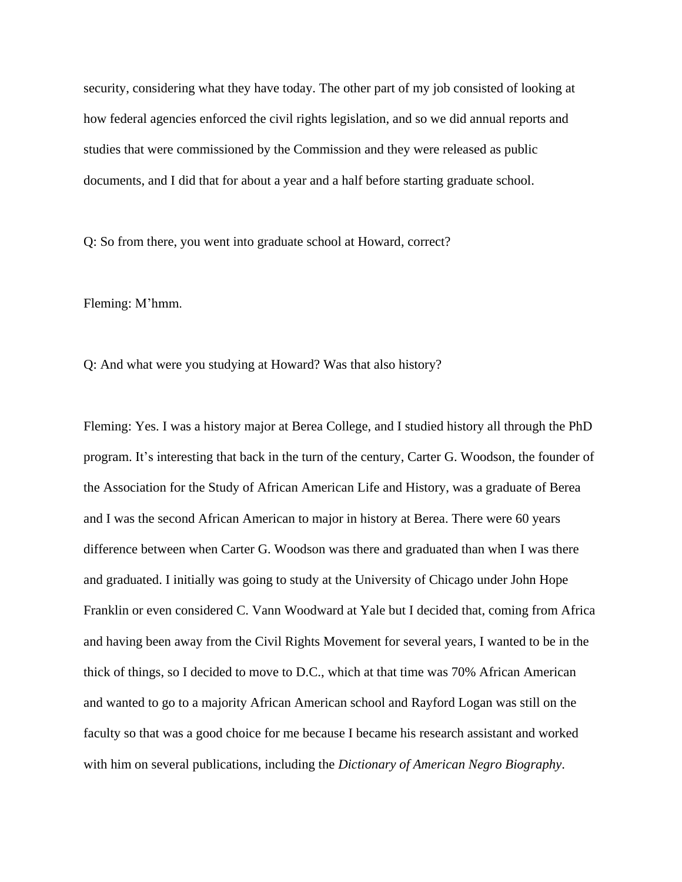security, considering what they have today. The other part of my job consisted of looking at how federal agencies enforced the civil rights legislation, and so we did annual reports and studies that were commissioned by the Commission and they were released as public documents, and I did that for about a year and a half before starting graduate school.

Q: So from there, you went into graduate school at Howard, correct?

Fleming: M'hmm.

Q: And what were you studying at Howard? Was that also history?

Fleming: Yes. I was a history major at Berea College, and I studied history all through the PhD program. It's interesting that back in the turn of the century, Carter G. Woodson, the founder of the Association for the Study of African American Life and History, was a graduate of Berea and I was the second African American to major in history at Berea. There were 60 years difference between when Carter G. Woodson was there and graduated than when I was there and graduated. I initially was going to study at the University of Chicago under John Hope Franklin or even considered C. Vann Woodward at Yale but I decided that, coming from Africa and having been away from the Civil Rights Movement for several years, I wanted to be in the thick of things, so I decided to move to D.C., which at that time was 70% African American and wanted to go to a majority African American school and Rayford Logan was still on the faculty so that was a good choice for me because I became his research assistant and worked with him on several publications, including the *Dictionary of American Negro Biography*.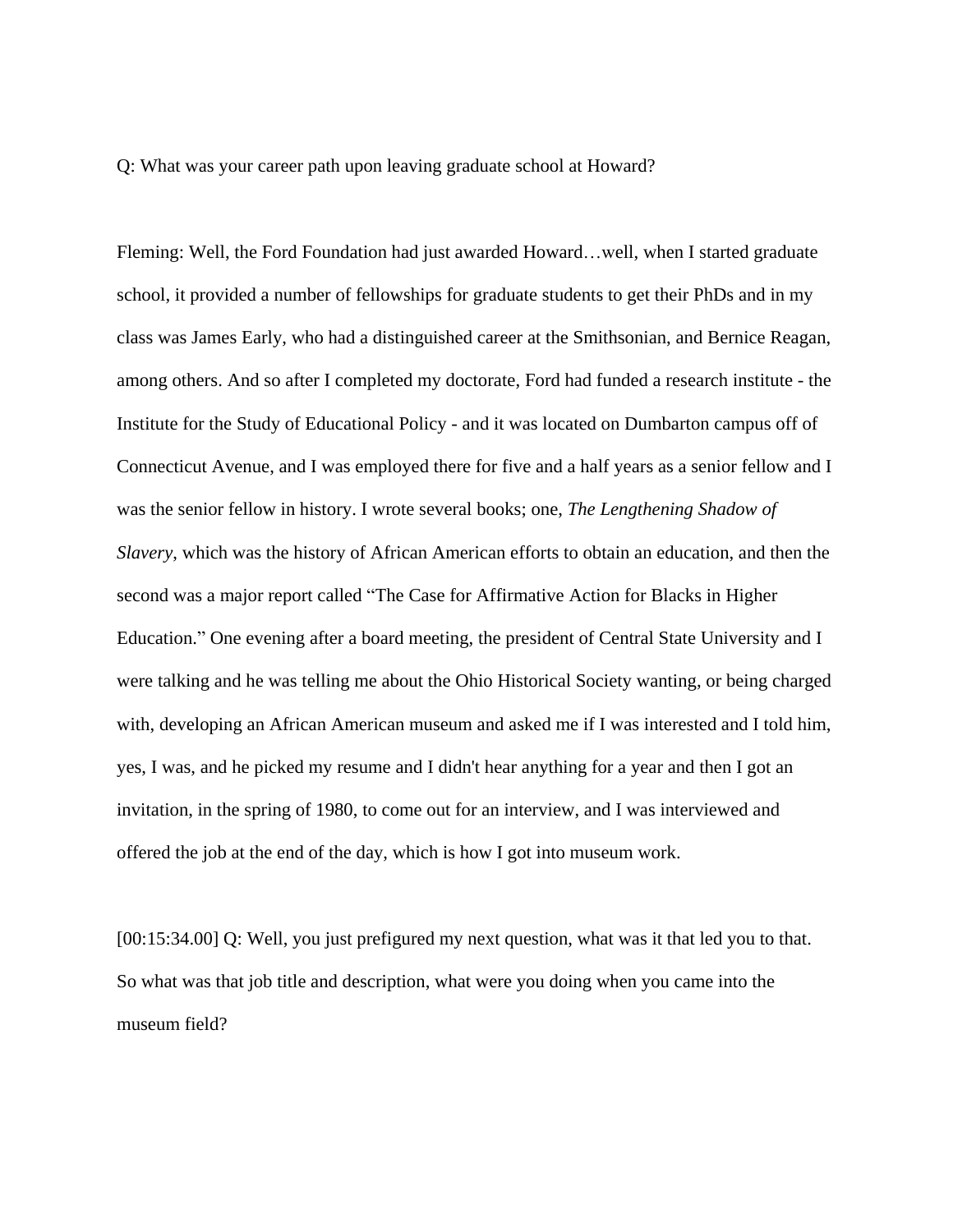Q: What was your career path upon leaving graduate school at Howard?

Fleming: Well, the Ford Foundation had just awarded Howard…well, when I started graduate school, it provided a number of fellowships for graduate students to get their PhDs and in my class was James Early, who had a distinguished career at the Smithsonian, and Bernice Reagan, among others. And so after I completed my doctorate, Ford had funded a research institute - the Institute for the Study of Educational Policy - and it was located on Dumbarton campus off of Connecticut Avenue, and I was employed there for five and a half years as a senior fellow and I was the senior fellow in history. I wrote several books; one, *The Lengthening Shadow of Slavery*, which was the history of African American efforts to obtain an education, and then the second was a major report called "The Case for Affirmative Action for Blacks in Higher Education." One evening after a board meeting, the president of Central State University and I were talking and he was telling me about the Ohio Historical Society wanting, or being charged with, developing an African American museum and asked me if I was interested and I told him, yes, I was, and he picked my resume and I didn't hear anything for a year and then I got an invitation, in the spring of 1980, to come out for an interview, and I was interviewed and offered the job at the end of the day, which is how I got into museum work.

[00:15:34.00] Q: Well, you just prefigured my next question, what was it that led you to that. So what was that job title and description, what were you doing when you came into the museum field?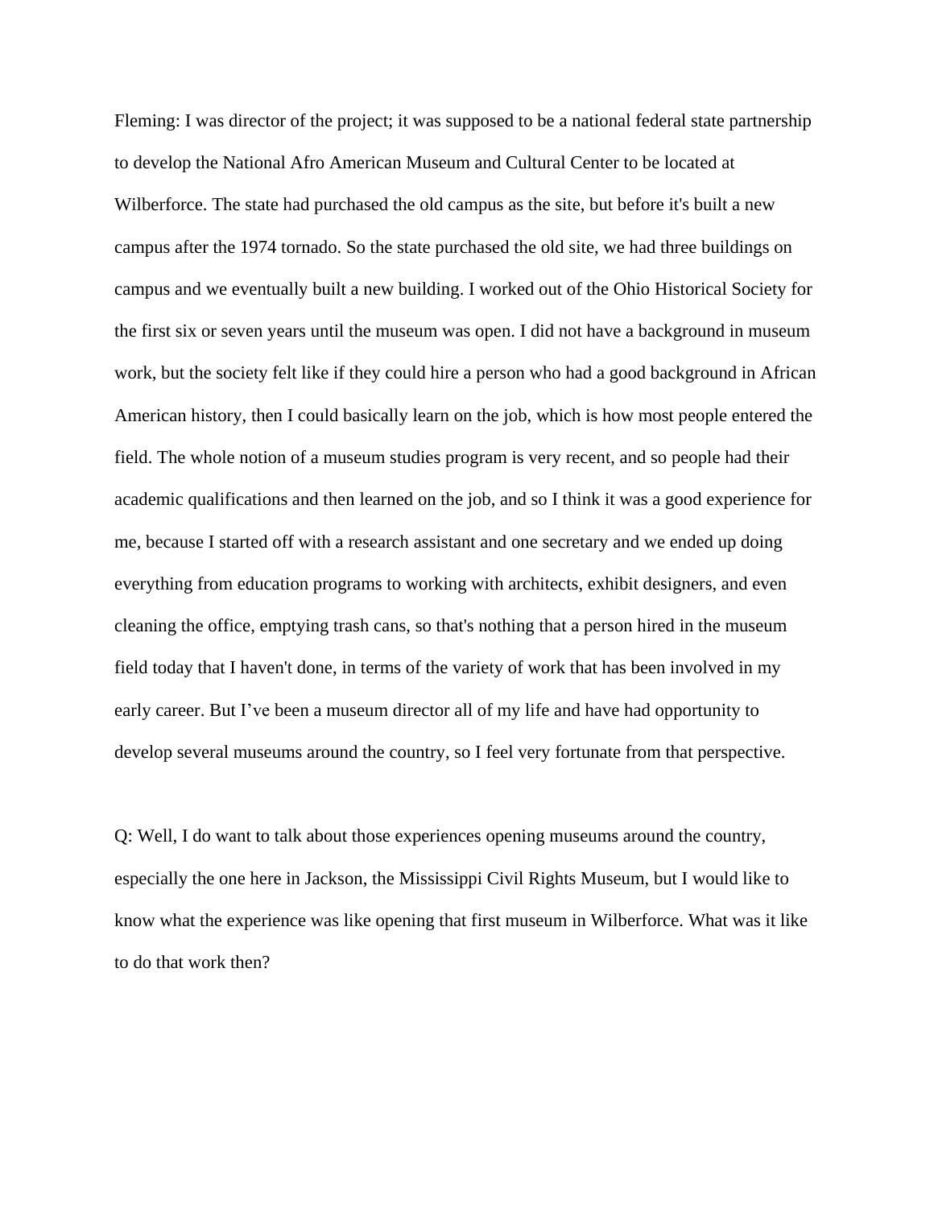Fleming: I was director of the project; it was supposed to be a national federal state partnership to develop the National Afro American Museum and Cultural Center to be located at Wilberforce. The state had purchased the old campus as the site, but before it's built a new campus after the 1974 tornado. So the state purchased the old site, we had three buildings on campus and we eventually built a new building. I worked out of the Ohio Historical Society for the first six or seven years until the museum was open. I did not have a background in museum work, but the society felt like if they could hire a person who had a good background in African American history, then I could basically learn on the job, which is how most people entered the field. The whole notion of a museum studies program is very recent, and so people had their academic qualifications and then learned on the job, and so I think it was a good experience for me, because I started off with a research assistant and one secretary and we ended up doing everything from education programs to working with architects, exhibit designers, and even cleaning the office, emptying trash cans, so that's nothing that a person hired in the museum field today that I haven't done, in terms of the variety of work that has been involved in my early career. But I've been a museum director all of my life and have had opportunity to develop several museums around the country, so I feel very fortunate from that perspective.

Q: Well, I do want to talk about those experiences opening museums around the country, especially the one here in Jackson, the Mississippi Civil Rights Museum, but I would like to know what the experience was like opening that first museum in Wilberforce. What was it like to do that work then?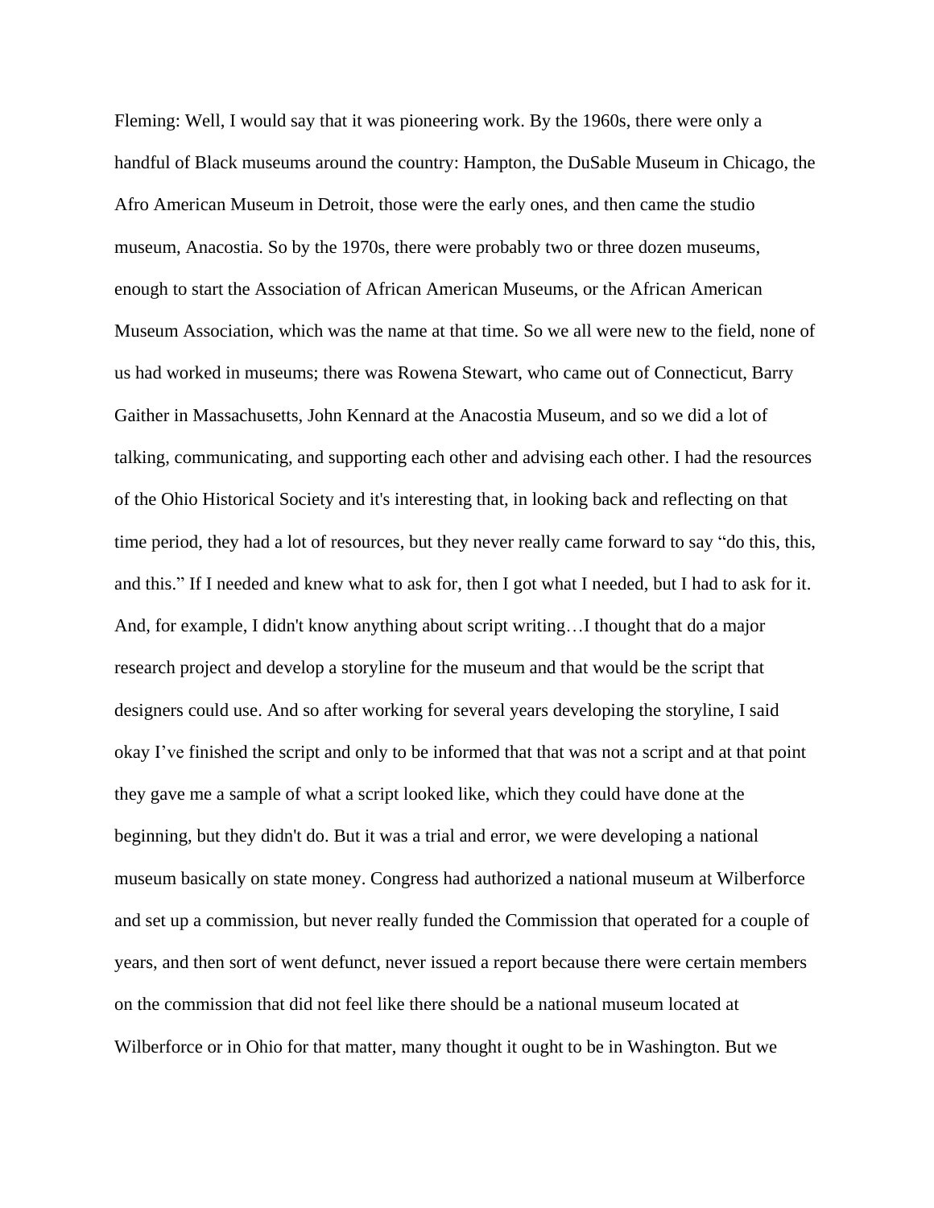Fleming: Well, I would say that it was pioneering work. By the 1960s, there were only a handful of Black museums around the country: Hampton, the DuSable Museum in Chicago, the Afro American Museum in Detroit, those were the early ones, and then came the studio museum, Anacostia. So by the 1970s, there were probably two or three dozen museums, enough to start the Association of African American Museums, or the African American Museum Association, which was the name at that time. So we all were new to the field, none of us had worked in museums; there was Rowena Stewart, who came out of Connecticut, Barry Gaither in Massachusetts, John Kennard at the Anacostia Museum, and so we did a lot of talking, communicating, and supporting each other and advising each other. I had the resources of the Ohio Historical Society and it's interesting that, in looking back and reflecting on that time period, they had a lot of resources, but they never really came forward to say "do this, this, and this." If I needed and knew what to ask for, then I got what I needed, but I had to ask for it. And, for example, I didn't know anything about script writing…I thought that do a major research project and develop a storyline for the museum and that would be the script that designers could use. And so after working for several years developing the storyline, I said okay I've finished the script and only to be informed that that was not a script and at that point they gave me a sample of what a script looked like, which they could have done at the beginning, but they didn't do. But it was a trial and error, we were developing a national museum basically on state money. Congress had authorized a national museum at Wilberforce and set up a commission, but never really funded the Commission that operated for a couple of years, and then sort of went defunct, never issued a report because there were certain members on the commission that did not feel like there should be a national museum located at Wilberforce or in Ohio for that matter, many thought it ought to be in Washington. But we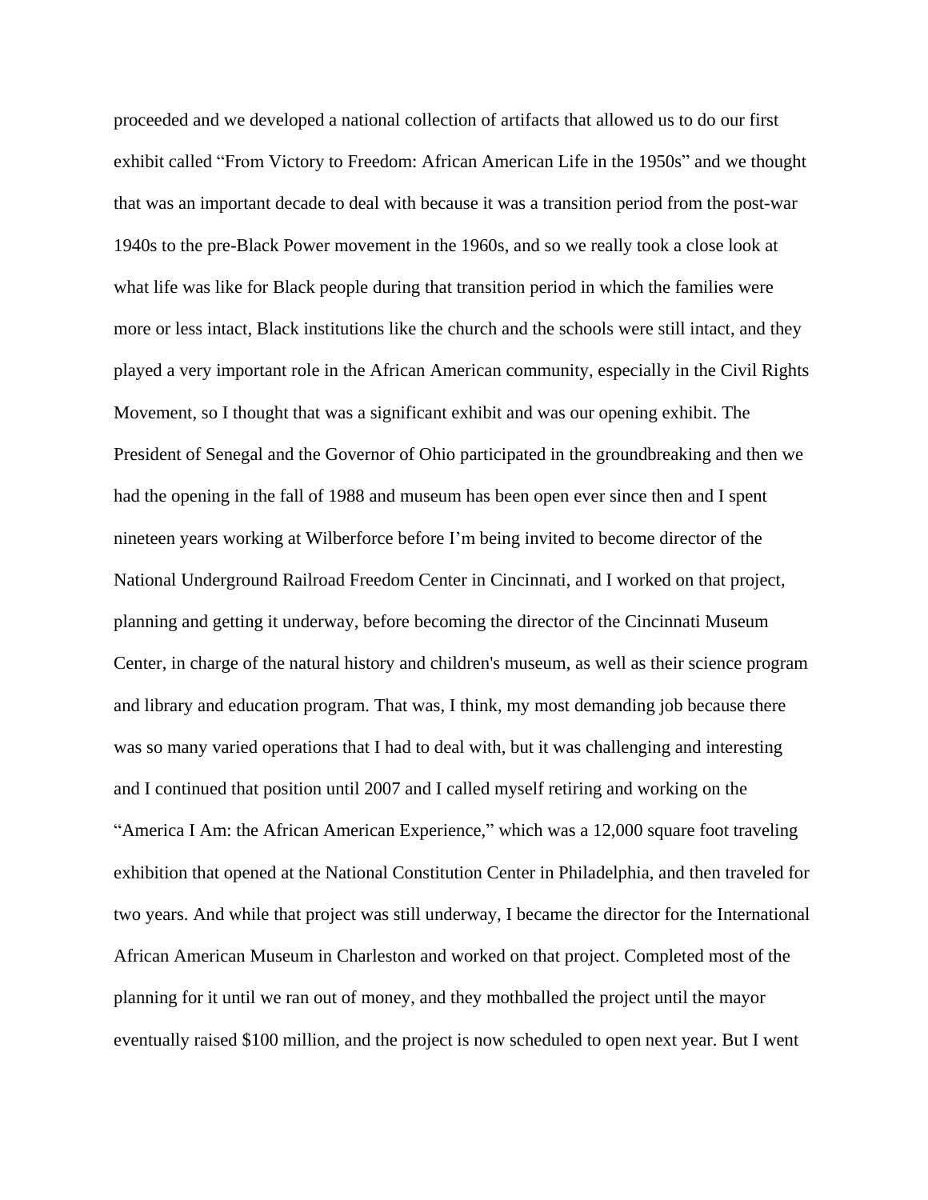proceeded and we developed a national collection of artifacts that allowed us to do our first exhibit called “From Victory to Freedom: African American Life in the 1950s” and we thought that was an important decade to deal with because it was a transition period from the post-war 1940s to the pre-Black Power movement in the 1960s, and so we really took a close look at what life was like for Black people during that transition period in which the families were more or less intact, Black institutions like the church and the schools were still intact, and they played a very important role in the African American community, especially in the Civil Rights Movement, so I thought that was a significant exhibit and was our opening exhibit. The President of Senegal and the Governor of Ohio participated in the groundbreaking and then we had the opening in the fall of 1988 and museum has been open ever since then and I spent nineteen years working at Wilberforce before I’m being invited to become director of the National Underground Railroad Freedom Center in Cincinnati, and I worked on that project, planning and getting it underway, before becoming the director of the Cincinnati Museum Center, in charge of the natural history and children's museum, as well as their science program and library and education program. That was, I think, my most demanding job because there was so many varied operations that I had to deal with, but it was challenging and interesting and I continued that position until 2007 and I called myself retiring and working on the “America I Am: the African American Experience,” which was a 12,000 square foot traveling exhibition that opened at the National Constitution Center in Philadelphia, and then traveled for two years. And while that project was still underway, I became the director for the International African American Museum in Charleston and worked on that project. Completed most of the planning for it until we ran out of money, and they mothballed the project until the mayor eventually raised $100 million, and the project is now scheduled to open next year. But I went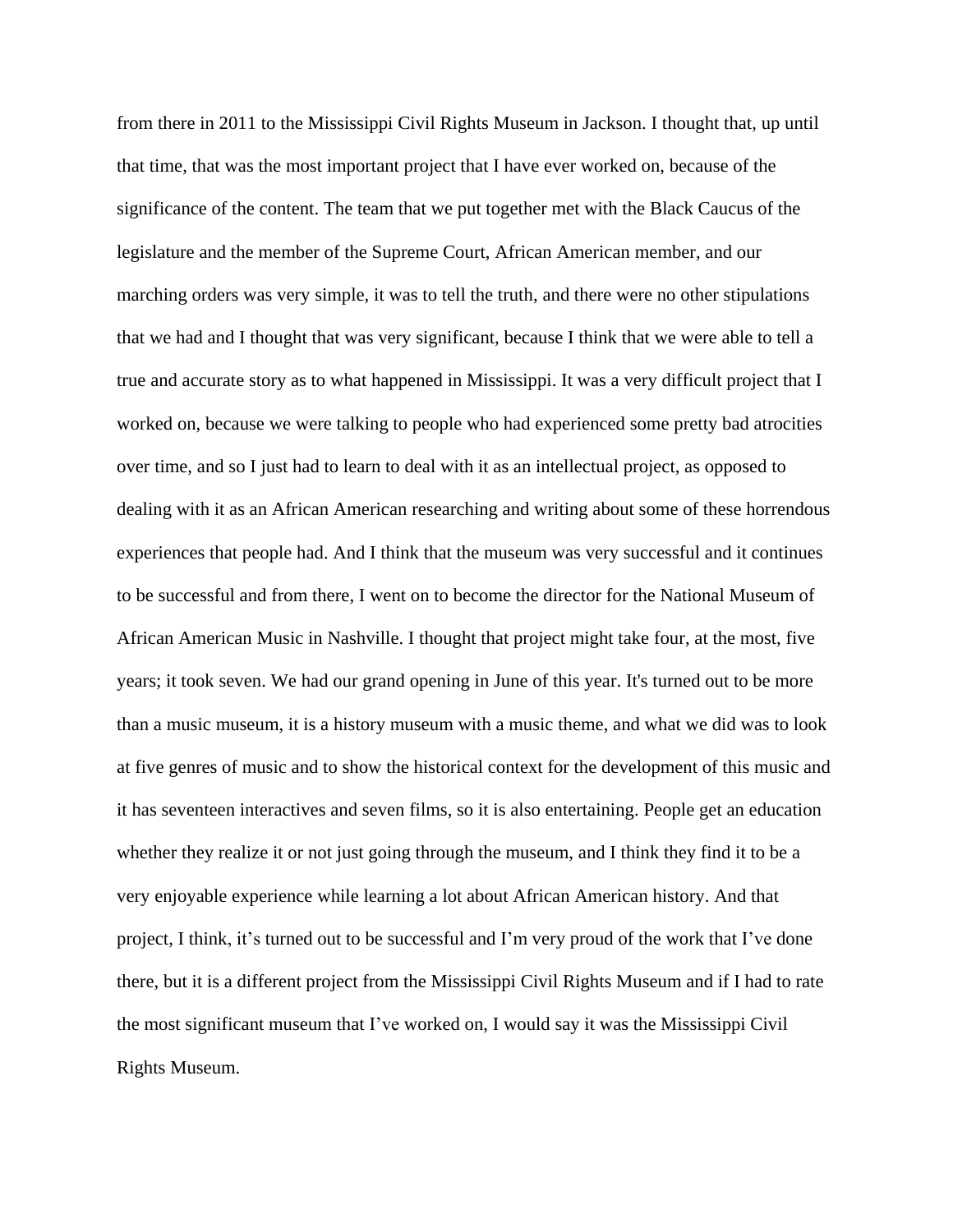from there in 2011 to the Mississippi Civil Rights Museum in Jackson. I thought that, up until that time, that was the most important project that I have ever worked on, because of the significance of the content. The team that we put together met with the Black Caucus of the legislature and the member of the Supreme Court, African American member, and our marching orders was very simple, it was to tell the truth, and there were no other stipulations that we had and I thought that was very significant, because I think that we were able to tell a true and accurate story as to what happened in Mississippi. It was a very difficult project that I worked on, because we were talking to people who had experienced some pretty bad atrocities over time, and so I just had to learn to deal with it as an intellectual project, as opposed to dealing with it as an African American researching and writing about some of these horrendous experiences that people had. And I think that the museum was very successful and it continues to be successful and from there, I went on to become the director for the National Museum of African American Music in Nashville. I thought that project might take four, at the most, five years; it took seven. We had our grand opening in June of this year. It's turned out to be more than a music museum, it is a history museum with a music theme, and what we did was to look at five genres of music and to show the historical context for the development of this music and it has seventeen interactives and seven films, so it is also entertaining. People get an education whether they realize it or not just going through the museum, and I think they find it to be a very enjoyable experience while learning a lot about African American history. And that project, I think, it's turned out to be successful and I'm very proud of the work that I've done there, but it is a different project from the Mississippi Civil Rights Museum and if I had to rate the most significant museum that I've worked on, I would say it was the Mississippi Civil Rights Museum.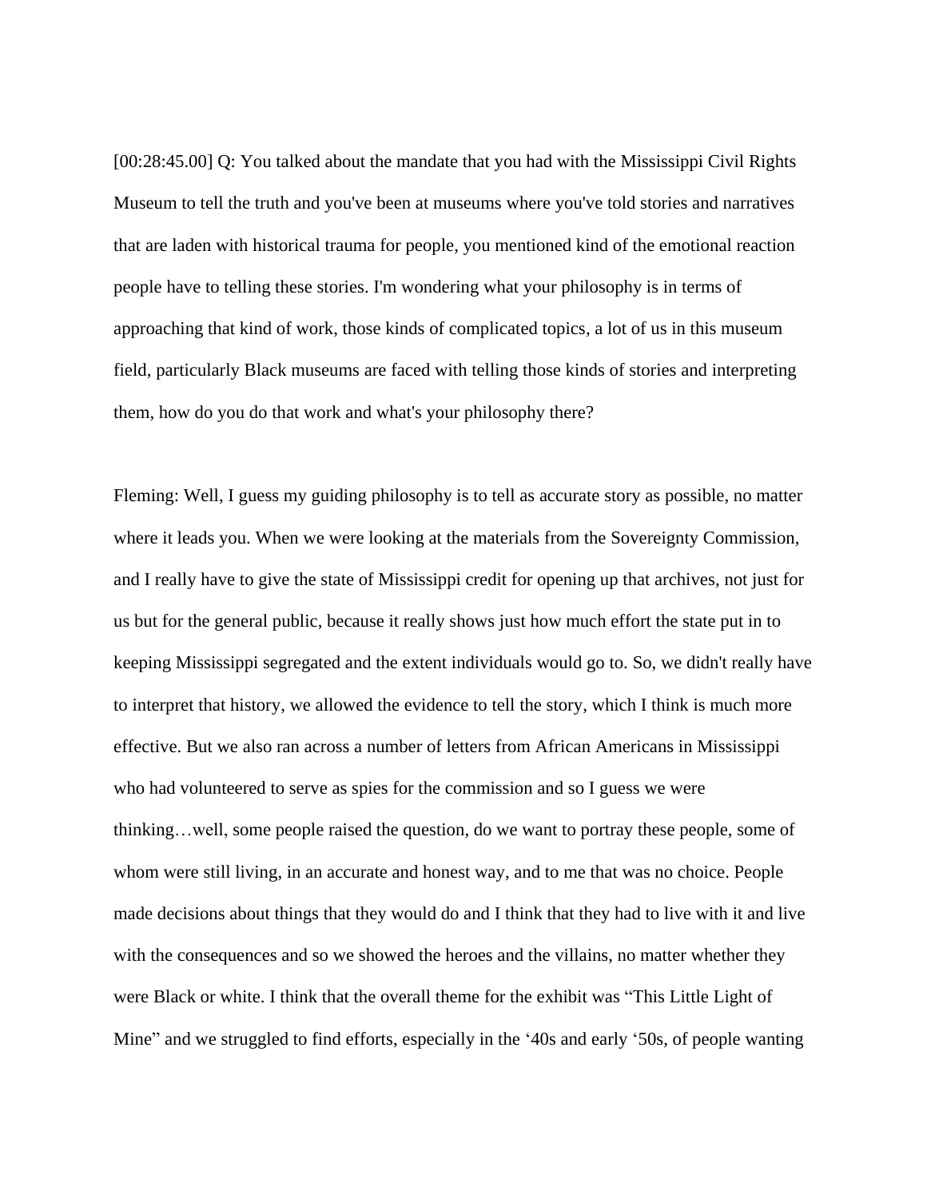[00:28:45.00] Q: You talked about the mandate that you had with the Mississippi Civil Rights Museum to tell the truth and you've been at museums where you've told stories and narratives that are laden with historical trauma for people, you mentioned kind of the emotional reaction people have to telling these stories. I'm wondering what your philosophy is in terms of approaching that kind of work, those kinds of complicated topics, a lot of us in this museum field, particularly Black museums are faced with telling those kinds of stories and interpreting them, how do you do that work and what's your philosophy there?

Fleming: Well, I guess my guiding philosophy is to tell as accurate story as possible, no matter where it leads you. When we were looking at the materials from the Sovereignty Commission, and I really have to give the state of Mississippi credit for opening up that archives, not just for us but for the general public, because it really shows just how much effort the state put in to keeping Mississippi segregated and the extent individuals would go to. So, we didn't really have to interpret that history, we allowed the evidence to tell the story, which I think is much more effective. But we also ran across a number of letters from African Americans in Mississippi who had volunteered to serve as spies for the commission and so I guess we were thinking…well, some people raised the question, do we want to portray these people, some of whom were still living, in an accurate and honest way, and to me that was no choice. People made decisions about things that they would do and I think that they had to live with it and live with the consequences and so we showed the heroes and the villains, no matter whether they were Black or white. I think that the overall theme for the exhibit was "This Little Light of Mine" and we struggled to find efforts, especially in the '40s and early '50s, of people wanting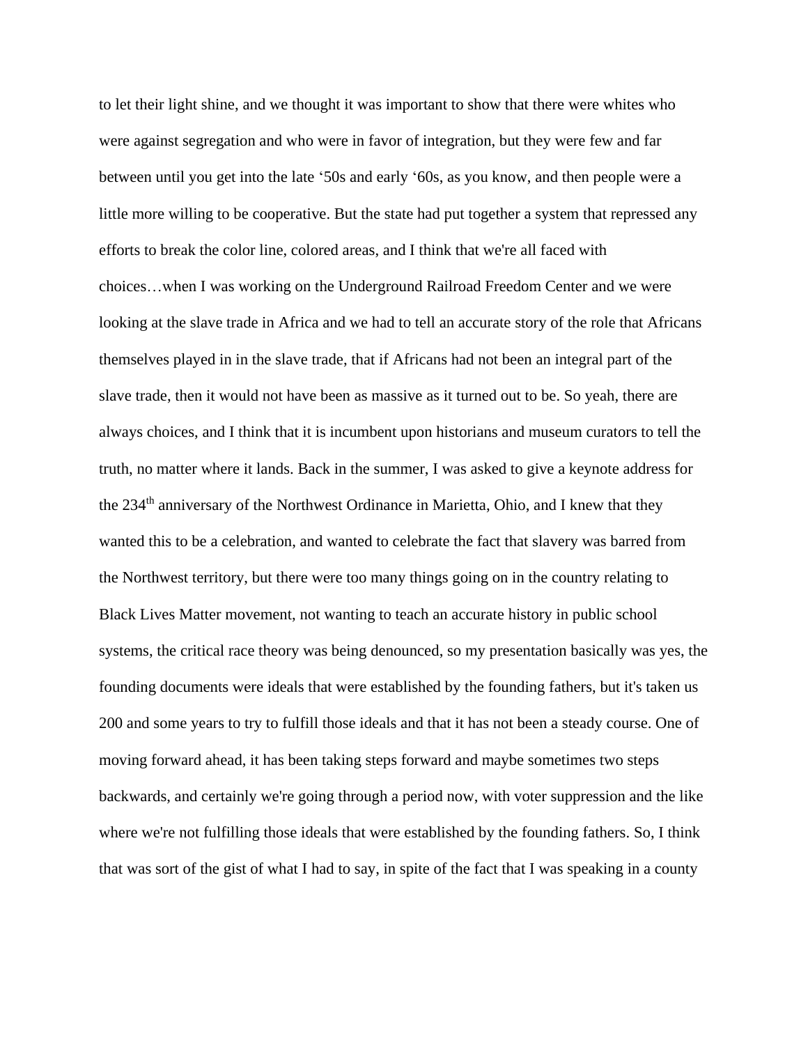to let their light shine, and we thought it was important to show that there were whites who were against segregation and who were in favor of integration, but they were few and far between until you get into the late ‘50s and early ‘60s, as you know, and then people were a little more willing to be cooperative. But the state had put together a system that repressed any efforts to break the color line, colored areas, and I think that we're all faced with choices…when I was working on the Underground Railroad Freedom Center and we were looking at the slave trade in Africa and we had to tell an accurate story of the role that Africans themselves played in in the slave trade, that if Africans had not been an integral part of the slave trade, then it would not have been as massive as it turned out to be. So yeah, there are always choices, and I think that it is incumbent upon historians and museum curators to tell the truth, no matter where it lands. Back in the summer, I was asked to give a keynote address for the 234th anniversary of the Northwest Ordinance in Marietta, Ohio, and I knew that they wanted this to be a celebration, and wanted to celebrate the fact that slavery was barred from the Northwest territory, but there were too many things going on in the country relating to Black Lives Matter movement, not wanting to teach an accurate history in public school systems, the critical race theory was being denounced, so my presentation basically was yes, the founding documents were ideals that were established by the founding fathers, but it's taken us 200 and some years to try to fulfill those ideals and that it has not been a steady course. One of moving forward ahead, it has been taking steps forward and maybe sometimes two steps backwards, and certainly we're going through a period now, with voter suppression and the like where we're not fulfilling those ideals that were established by the founding fathers. So, I think that was sort of the gist of what I had to say, in spite of the fact that I was speaking in a county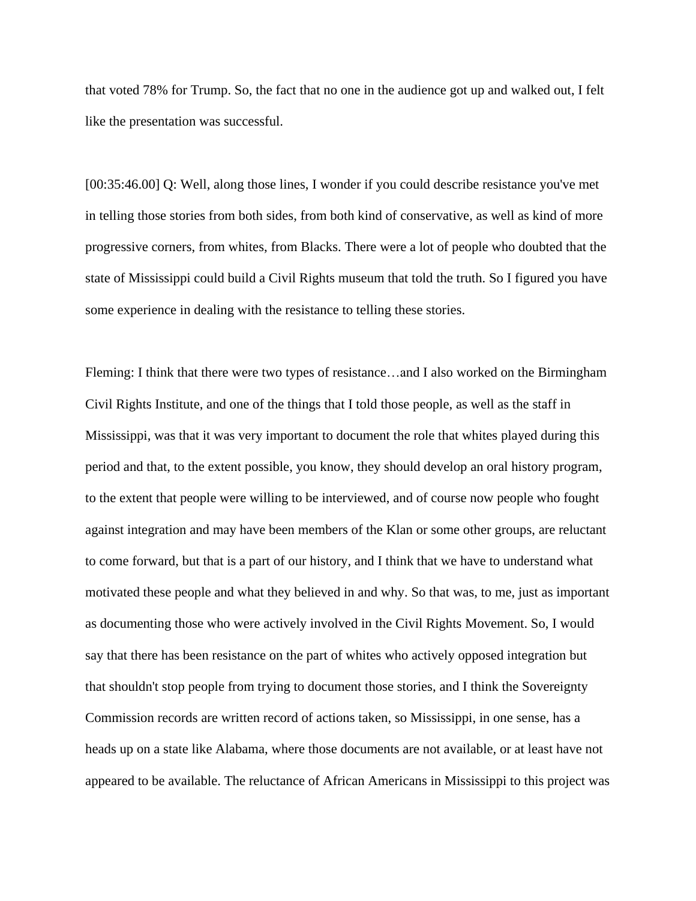that voted 78% for Trump. So, the fact that no one in the audience got up and walked out, I felt like the presentation was successful.

[00:35:46.00] Q: Well, along those lines, I wonder if you could describe resistance you've met in telling those stories from both sides, from both kind of conservative, as well as kind of more progressive corners, from whites, from Blacks. There were a lot of people who doubted that the state of Mississippi could build a Civil Rights museum that told the truth. So I figured you have some experience in dealing with the resistance to telling these stories.

Fleming: I think that there were two types of resistance…and I also worked on the Birmingham Civil Rights Institute, and one of the things that I told those people, as well as the staff in Mississippi, was that it was very important to document the role that whites played during this period and that, to the extent possible, you know, they should develop an oral history program, to the extent that people were willing to be interviewed, and of course now people who fought against integration and may have been members of the Klan or some other groups, are reluctant to come forward, but that is a part of our history, and I think that we have to understand what motivated these people and what they believed in and why. So that was, to me, just as important as documenting those who were actively involved in the Civil Rights Movement. So, I would say that there has been resistance on the part of whites who actively opposed integration but that shouldn't stop people from trying to document those stories, and I think the Sovereignty Commission records are written record of actions taken, so Mississippi, in one sense, has a heads up on a state like Alabama, where those documents are not available, or at least have not appeared to be available. The reluctance of African Americans in Mississippi to this project was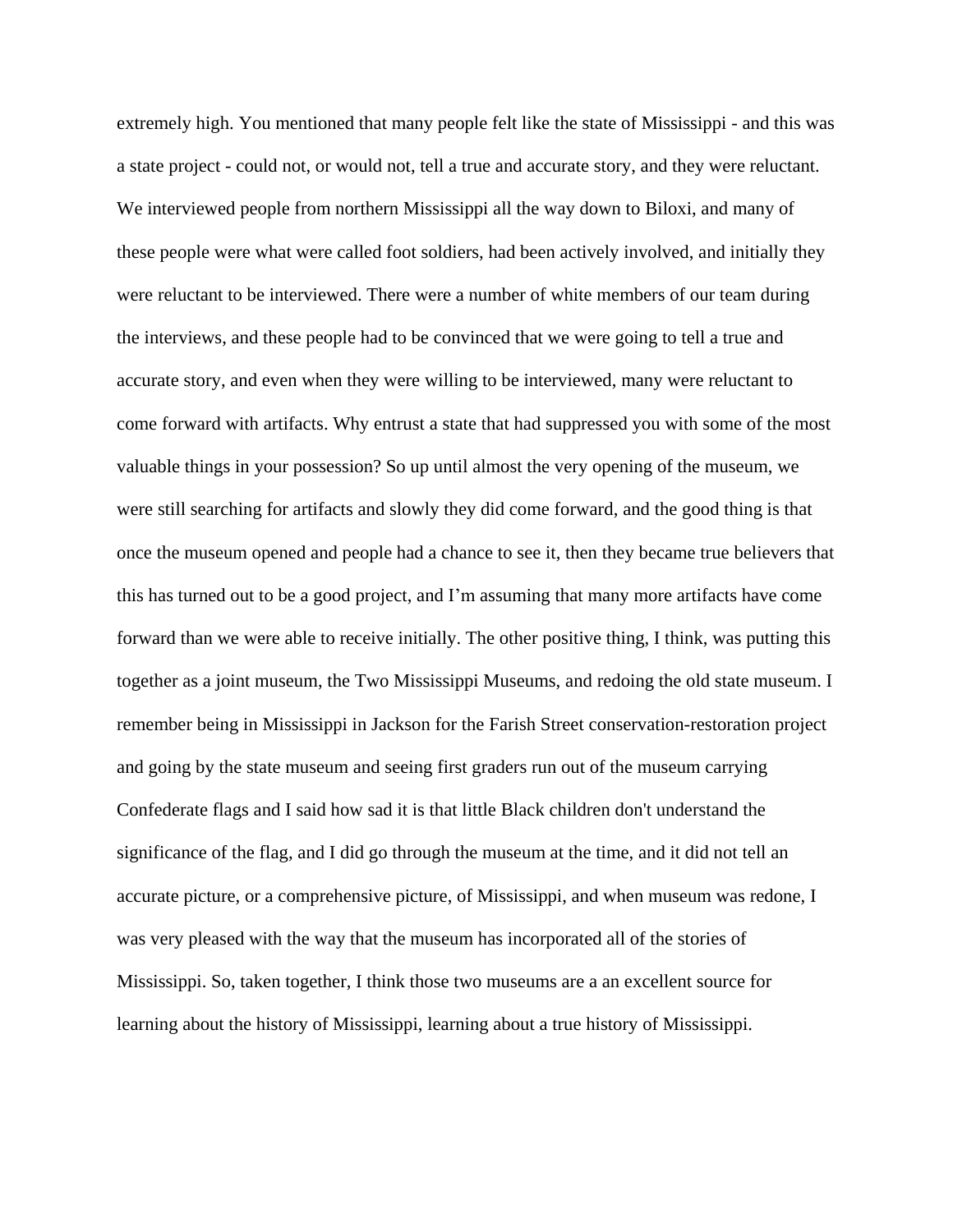extremely high. You mentioned that many people felt like the state of Mississippi - and this was a state project - could not, or would not, tell a true and accurate story, and they were reluctant. We interviewed people from northern Mississippi all the way down to Biloxi, and many of these people were what were called foot soldiers, had been actively involved, and initially they were reluctant to be interviewed. There were a number of white members of our team during the interviews, and these people had to be convinced that we were going to tell a true and accurate story, and even when they were willing to be interviewed, many were reluctant to come forward with artifacts. Why entrust a state that had suppressed you with some of the most valuable things in your possession? So up until almost the very opening of the museum, we were still searching for artifacts and slowly they did come forward, and the good thing is that once the museum opened and people had a chance to see it, then they became true believers that this has turned out to be a good project, and I'm assuming that many more artifacts have come forward than we were able to receive initially. The other positive thing, I think, was putting this together as a joint museum, the Two Mississippi Museums, and redoing the old state museum. I remember being in Mississippi in Jackson for the Farish Street conservation-restoration project and going by the state museum and seeing first graders run out of the museum carrying Confederate flags and I said how sad it is that little Black children don't understand the significance of the flag, and I did go through the museum at the time, and it did not tell an accurate picture, or a comprehensive picture, of Mississippi, and when museum was redone, I was very pleased with the way that the museum has incorporated all of the stories of Mississippi. So, taken together, I think those two museums are a an excellent source for learning about the history of Mississippi, learning about a true history of Mississippi.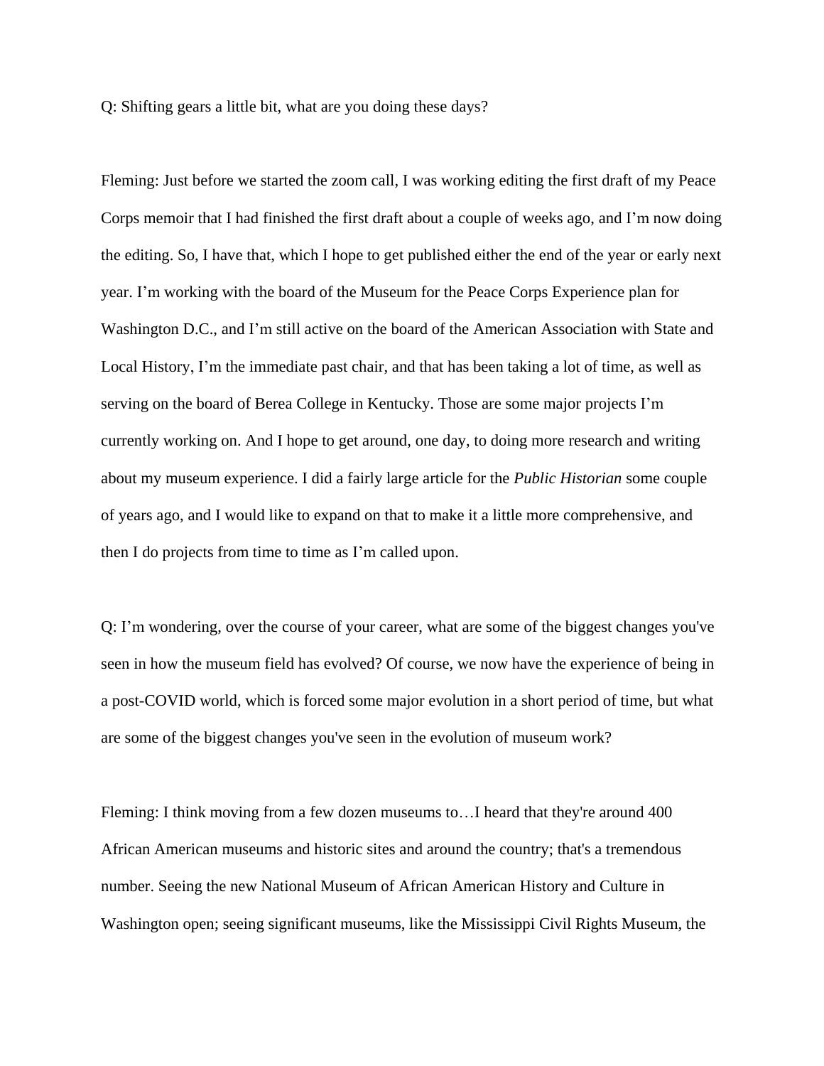Q: Shifting gears a little bit, what are you doing these days?

Fleming: Just before we started the zoom call, I was working editing the first draft of my Peace Corps memoir that I had finished the first draft about a couple of weeks ago, and I'm now doing the editing. So, I have that, which I hope to get published either the end of the year or early next year. I'm working with the board of the Museum for the Peace Corps Experience plan for Washington D.C., and I'm still active on the board of the American Association with State and Local History, I'm the immediate past chair, and that has been taking a lot of time, as well as serving on the board of Berea College in Kentucky. Those are some major projects I'm currently working on. And I hope to get around, one day, to doing more research and writing about my museum experience. I did a fairly large article for the *Public Historian* some couple of years ago, and I would like to expand on that to make it a little more comprehensive, and then I do projects from time to time as I'm called upon.

Q: I'm wondering, over the course of your career, what are some of the biggest changes you've seen in how the museum field has evolved? Of course, we now have the experience of being in a post-COVID world, which is forced some major evolution in a short period of time, but what are some of the biggest changes you've seen in the evolution of museum work?

Fleming: I think moving from a few dozen museums to…I heard that they're around 400 African American museums and historic sites and around the country; that's a tremendous number. Seeing the new National Museum of African American History and Culture in Washington open; seeing significant museums, like the Mississippi Civil Rights Museum, the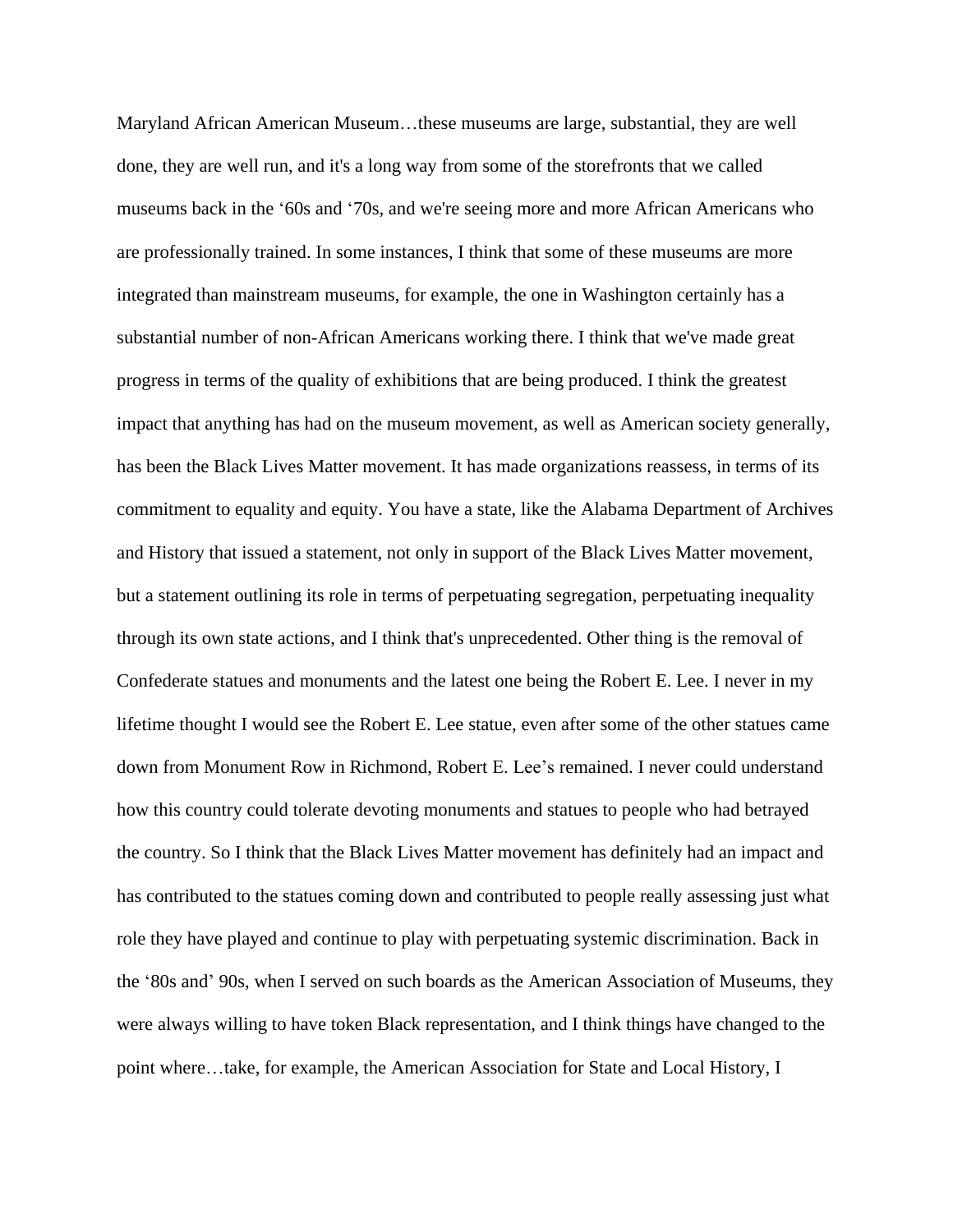Maryland African American Museum…these museums are large, substantial, they are well done, they are well run, and it's a long way from some of the storefronts that we called museums back in the '60s and '70s, and we're seeing more and more African Americans who are professionally trained. In some instances, I think that some of these museums are more integrated than mainstream museums, for example, the one in Washington certainly has a substantial number of non-African Americans working there. I think that we've made great progress in terms of the quality of exhibitions that are being produced. I think the greatest impact that anything has had on the museum movement, as well as American society generally, has been the Black Lives Matter movement. It has made organizations reassess, in terms of its commitment to equality and equity. You have a state, like the Alabama Department of Archives and History that issued a statement, not only in support of the Black Lives Matter movement, but a statement outlining its role in terms of perpetuating segregation, perpetuating inequality through its own state actions, and I think that's unprecedented. Other thing is the removal of Confederate statues and monuments and the latest one being the Robert E. Lee. I never in my lifetime thought I would see the Robert E. Lee statue, even after some of the other statues came down from Monument Row in Richmond, Robert E. Lee's remained. I never could understand how this country could tolerate devoting monuments and statues to people who had betrayed the country. So I think that the Black Lives Matter movement has definitely had an impact and has contributed to the statues coming down and contributed to people really assessing just what role they have played and continue to play with perpetuating systemic discrimination. Back in the '80s and' 90s, when I served on such boards as the American Association of Museums, they were always willing to have token Black representation, and I think things have changed to the point where…take, for example, the American Association for State and Local History, I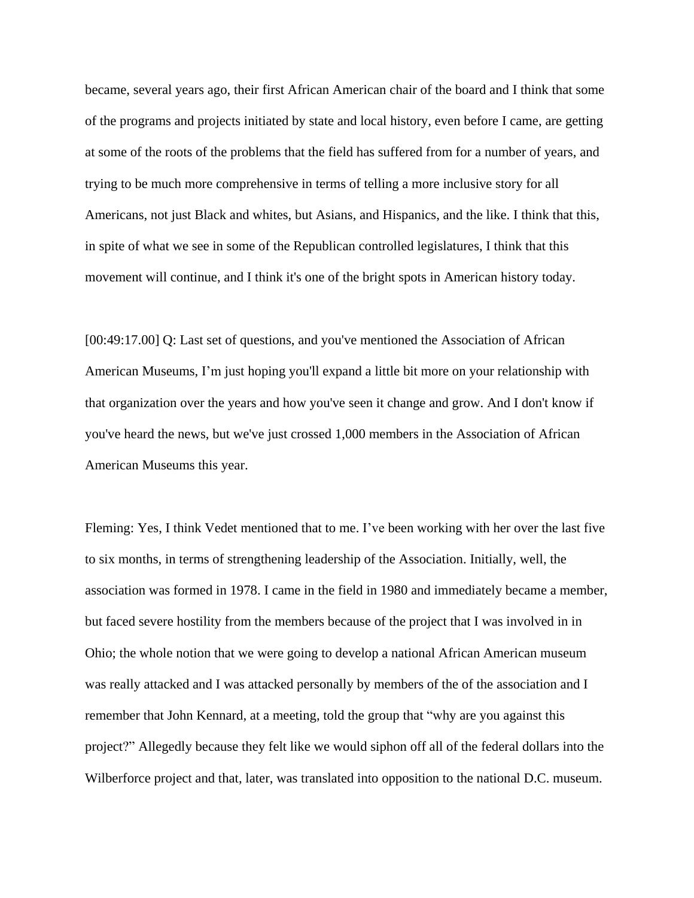became, several years ago, their first African American chair of the board and I think that some of the programs and projects initiated by state and local history, even before I came, are getting at some of the roots of the problems that the field has suffered from for a number of years, and trying to be much more comprehensive in terms of telling a more inclusive story for all Americans, not just Black and whites, but Asians, and Hispanics, and the like. I think that this, in spite of what we see in some of the Republican controlled legislatures, I think that this movement will continue, and I think it's one of the bright spots in American history today.

[00:49:17.00] Q: Last set of questions, and you've mentioned the Association of African American Museums, I'm just hoping you'll expand a little bit more on your relationship with that organization over the years and how you've seen it change and grow. And I don't know if you've heard the news, but we've just crossed 1,000 members in the Association of African American Museums this year.

Fleming: Yes, I think Vedet mentioned that to me. I've been working with her over the last five to six months, in terms of strengthening leadership of the Association. Initially, well, the association was formed in 1978. I came in the field in 1980 and immediately became a member, but faced severe hostility from the members because of the project that I was involved in in Ohio; the whole notion that we were going to develop a national African American museum was really attacked and I was attacked personally by members of the of the association and I remember that John Kennard, at a meeting, told the group that "why are you against this project?" Allegedly because they felt like we would siphon off all of the federal dollars into the Wilberforce project and that, later, was translated into opposition to the national D.C. museum.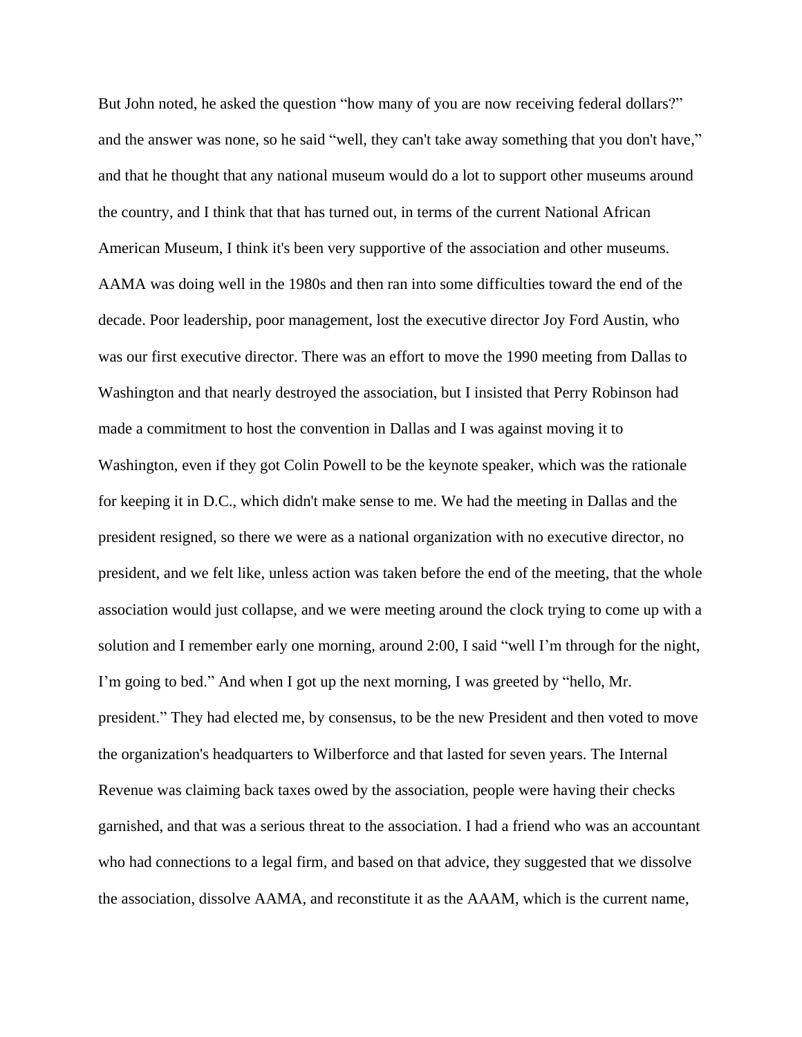But John noted, he asked the question “how many of you are now receiving federal dollars?” and the answer was none, so he said “well, they can't take away something that you don't have,” and that he thought that any national museum would do a lot to support other museums around the country, and I think that that has turned out, in terms of the current National African American Museum, I think it's been very supportive of the association and other museums. AAMA was doing well in the 1980s and then ran into some difficulties toward the end of the decade. Poor leadership, poor management, lost the executive director Joy Ford Austin, who was our first executive director. There was an effort to move the 1990 meeting from Dallas to Washington and that nearly destroyed the association, but I insisted that Perry Robinson had made a commitment to host the convention in Dallas and I was against moving it to Washington, even if they got Colin Powell to be the keynote speaker, which was the rationale for keeping it in D.C., which didn't make sense to me. We had the meeting in Dallas and the president resigned, so there we were as a national organization with no executive director, no president, and we felt like, unless action was taken before the end of the meeting, that the whole association would just collapse, and we were meeting around the clock trying to come up with a solution and I remember early one morning, around 2:00, I said “well I’m through for the night, I’m going to bed.” And when I got up the next morning, I was greeted by “hello, Mr. president.” They had elected me, by consensus, to be the new President and then voted to move the organization's headquarters to Wilberforce and that lasted for seven years. The Internal Revenue was claiming back taxes owed by the association, people were having their checks garnished, and that was a serious threat to the association. I had a friend who was an accountant who had connections to a legal firm, and based on that advice, they suggested that we dissolve the association, dissolve AAMA, and reconstitute it as the AAAM, which is the current name,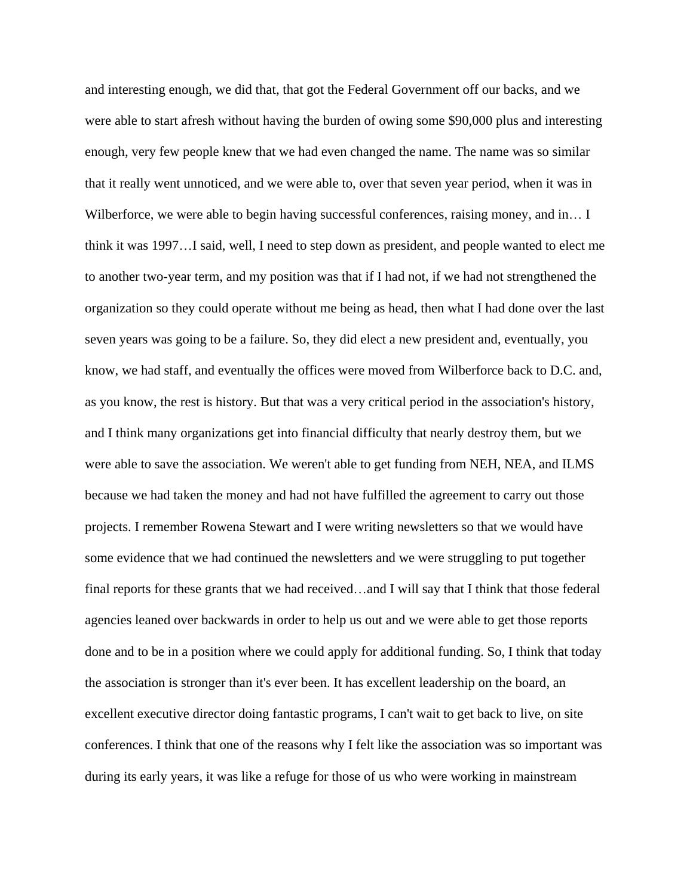and interesting enough, we did that, that got the Federal Government off our backs, and we were able to start afresh without having the burden of owing some $90,000 plus and interesting enough, very few people knew that we had even changed the name. The name was so similar that it really went unnoticed, and we were able to, over that seven year period, when it was in Wilberforce, we were able to begin having successful conferences, raising money, and in… I think it was 1997…I said, well, I need to step down as president, and people wanted to elect me to another two-year term, and my position was that if I had not, if we had not strengthened the organization so they could operate without me being as head, then what I had done over the last seven years was going to be a failure. So, they did elect a new president and, eventually, you know, we had staff, and eventually the offices were moved from Wilberforce back to D.C. and, as you know, the rest is history. But that was a very critical period in the association's history, and I think many organizations get into financial difficulty that nearly destroy them, but we were able to save the association. We weren't able to get funding from NEH, NEA, and ILMS because we had taken the money and had not have fulfilled the agreement to carry out those projects. I remember Rowena Stewart and I were writing newsletters so that we would have some evidence that we had continued the newsletters and we were struggling to put together final reports for these grants that we had received…and I will say that I think that those federal agencies leaned over backwards in order to help us out and we were able to get those reports done and to be in a position where we could apply for additional funding. So, I think that today the association is stronger than it's ever been. It has excellent leadership on the board, an excellent executive director doing fantastic programs, I can't wait to get back to live, on site conferences. I think that one of the reasons why I felt like the association was so important was during its early years, it was like a refuge for those of us who were working in mainstream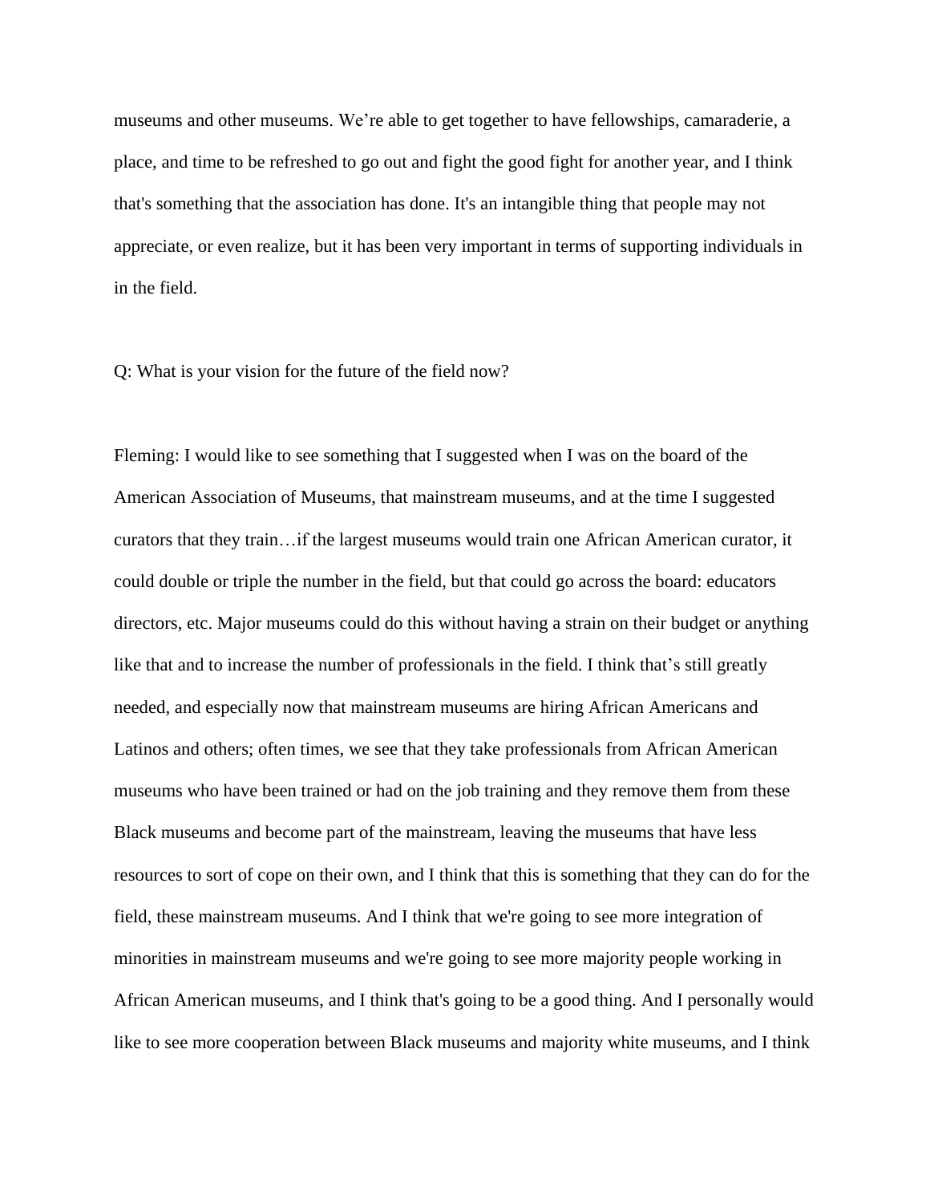museums and other museums. We’re able to get together to have fellowships, camaraderie, a place, and time to be refreshed to go out and fight the good fight for another year, and I think that's something that the association has done. It's an intangible thing that people may not appreciate, or even realize, but it has been very important in terms of supporting individuals in in the field.

Q: What is your vision for the future of the field now?

Fleming: I would like to see something that I suggested when I was on the board of the American Association of Museums, that mainstream museums, and at the time I suggested curators that they train…if the largest museums would train one African American curator, it could double or triple the number in the field, but that could go across the board: educators directors, etc. Major museums could do this without having a strain on their budget or anything like that and to increase the number of professionals in the field. I think that’s still greatly needed, and especially now that mainstream museums are hiring African Americans and Latinos and others; often times, we see that they take professionals from African American museums who have been trained or had on the job training and they remove them from these Black museums and become part of the mainstream, leaving the museums that have less resources to sort of cope on their own, and I think that this is something that they can do for the field, these mainstream museums. And I think that we're going to see more integration of minorities in mainstream museums and we're going to see more majority people working in African American museums, and I think that's going to be a good thing. And I personally would like to see more cooperation between Black museums and majority white museums, and I think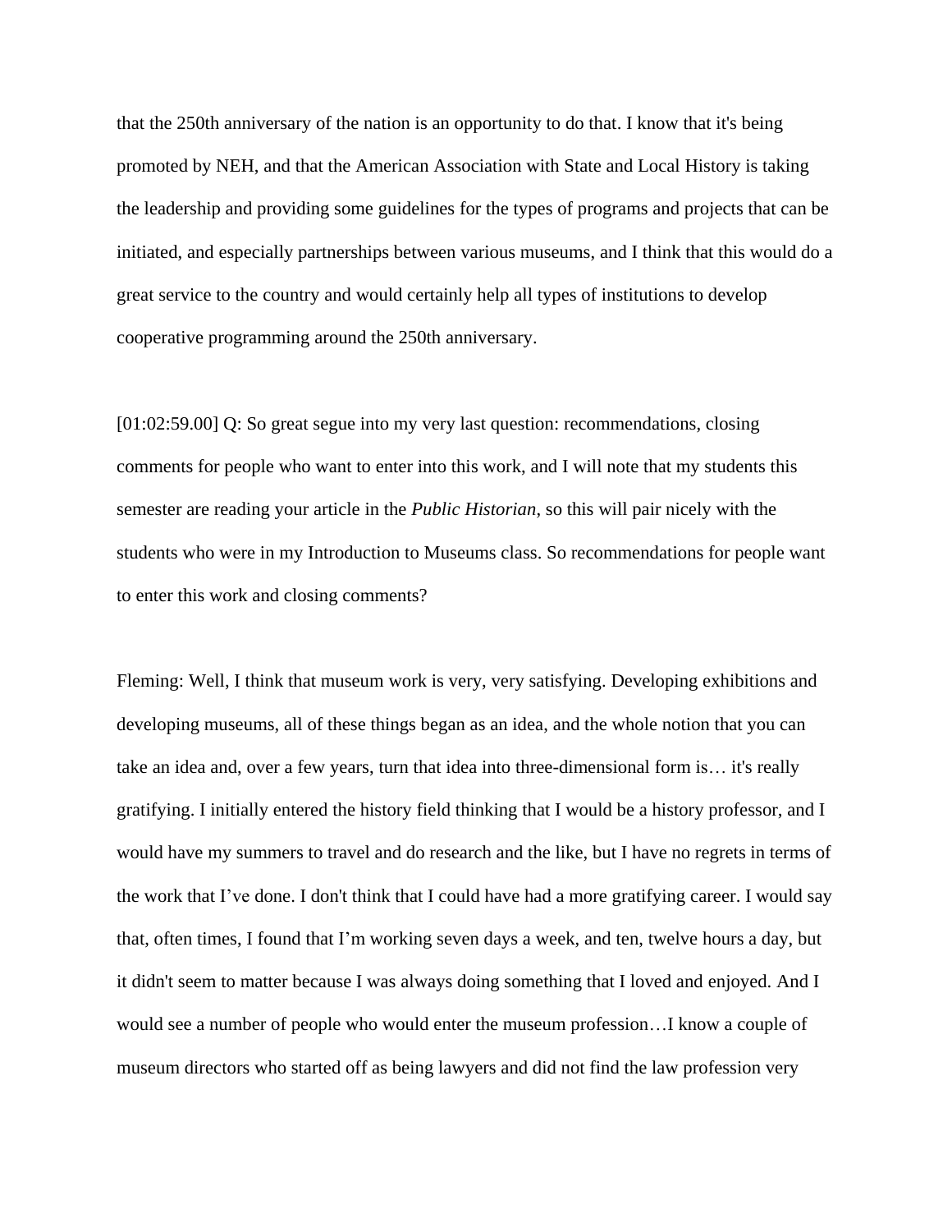that the 250th anniversary of the nation is an opportunity to do that. I know that it's being promoted by NEH, and that the American Association with State and Local History is taking the leadership and providing some guidelines for the types of programs and projects that can be initiated, and especially partnerships between various museums, and I think that this would do a great service to the country and would certainly help all types of institutions to develop cooperative programming around the 250th anniversary.

[01:02:59.00] Q: So great segue into my very last question: recommendations, closing comments for people who want to enter into this work, and I will note that my students this semester are reading your article in the *Public Historian*, so this will pair nicely with the students who were in my Introduction to Museums class. So recommendations for people want to enter this work and closing comments?

Fleming: Well, I think that museum work is very, very satisfying. Developing exhibitions and developing museums, all of these things began as an idea, and the whole notion that you can take an idea and, over a few years, turn that idea into three-dimensional form is… it's really gratifying. I initially entered the history field thinking that I would be a history professor, and I would have my summers to travel and do research and the like, but I have no regrets in terms of the work that I've done. I don't think that I could have had a more gratifying career. I would say that, often times, I found that I'm working seven days a week, and ten, twelve hours a day, but it didn't seem to matter because I was always doing something that I loved and enjoyed. And I would see a number of people who would enter the museum profession…I know a couple of museum directors who started off as being lawyers and did not find the law profession very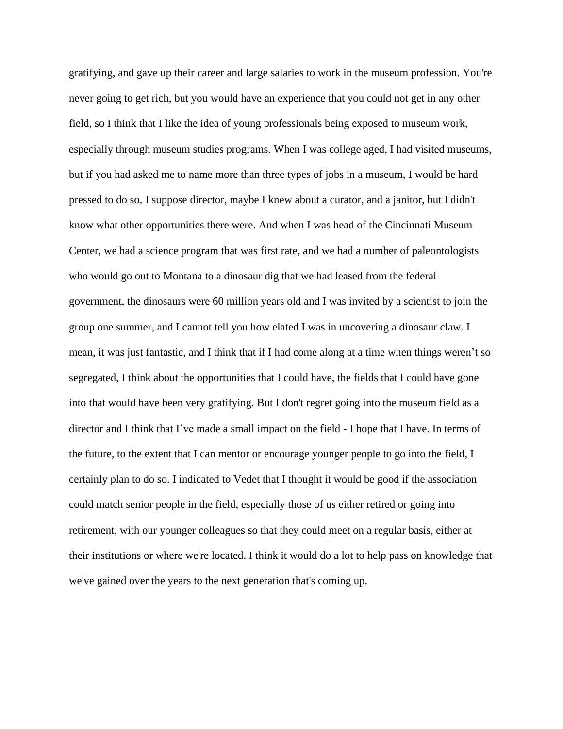gratifying, and gave up their career and large salaries to work in the museum profession. You're never going to get rich, but you would have an experience that you could not get in any other field, so I think that I like the idea of young professionals being exposed to museum work, especially through museum studies programs. When I was college aged, I had visited museums, but if you had asked me to name more than three types of jobs in a museum, I would be hard pressed to do so. I suppose director, maybe I knew about a curator, and a janitor, but I didn't know what other opportunities there were. And when I was head of the Cincinnati Museum Center, we had a science program that was first rate, and we had a number of paleontologists who would go out to Montana to a dinosaur dig that we had leased from the federal government, the dinosaurs were 60 million years old and I was invited by a scientist to join the group one summer, and I cannot tell you how elated I was in uncovering a dinosaur claw. I mean, it was just fantastic, and I think that if I had come along at a time when things weren't so segregated, I think about the opportunities that I could have, the fields that I could have gone into that would have been very gratifying. But I don't regret going into the museum field as a director and I think that I've made a small impact on the field - I hope that I have. In terms of the future, to the extent that I can mentor or encourage younger people to go into the field, I certainly plan to do so. I indicated to Vedet that I thought it would be good if the association could match senior people in the field, especially those of us either retired or going into retirement, with our younger colleagues so that they could meet on a regular basis, either at their institutions or where we're located. I think it would do a lot to help pass on knowledge that we've gained over the years to the next generation that's coming up.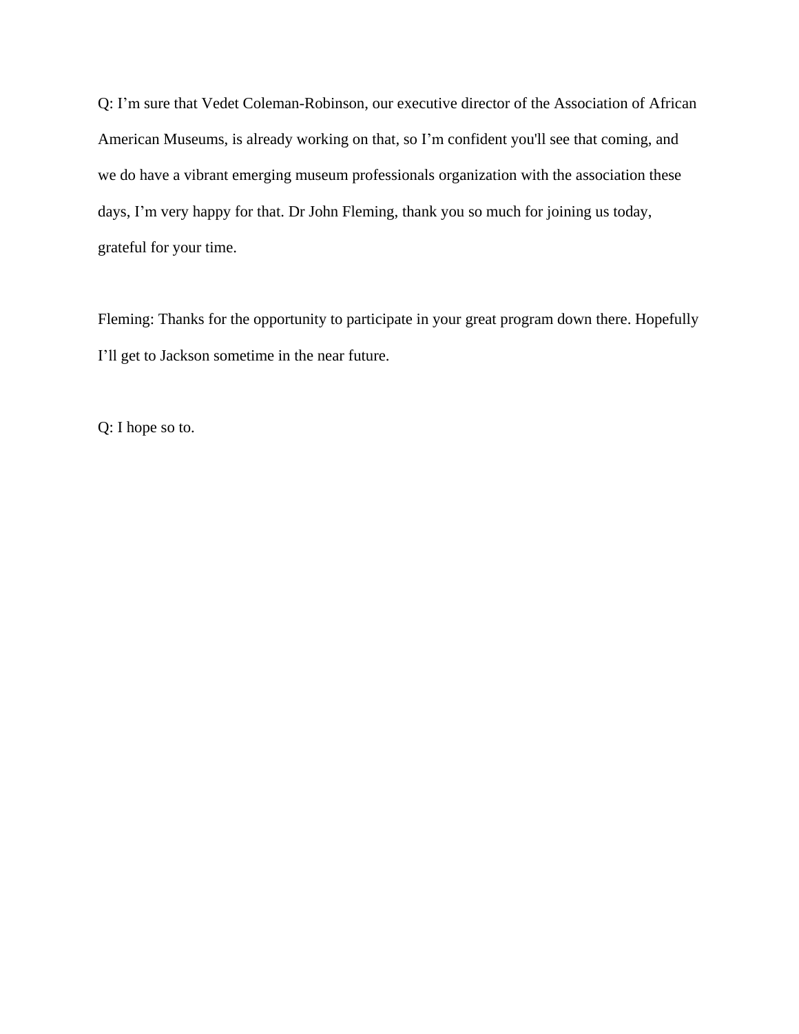Q: I'm sure that Vedet Coleman-Robinson, our executive director of the Association of African American Museums, is already working on that, so I'm confident you'll see that coming, and we do have a vibrant emerging museum professionals organization with the association these days, I'm very happy for that. Dr John Fleming, thank you so much for joining us today, grateful for your time.

Fleming: Thanks for the opportunity to participate in your great program down there. Hopefully I'll get to Jackson sometime in the near future.

Q: I hope so to.